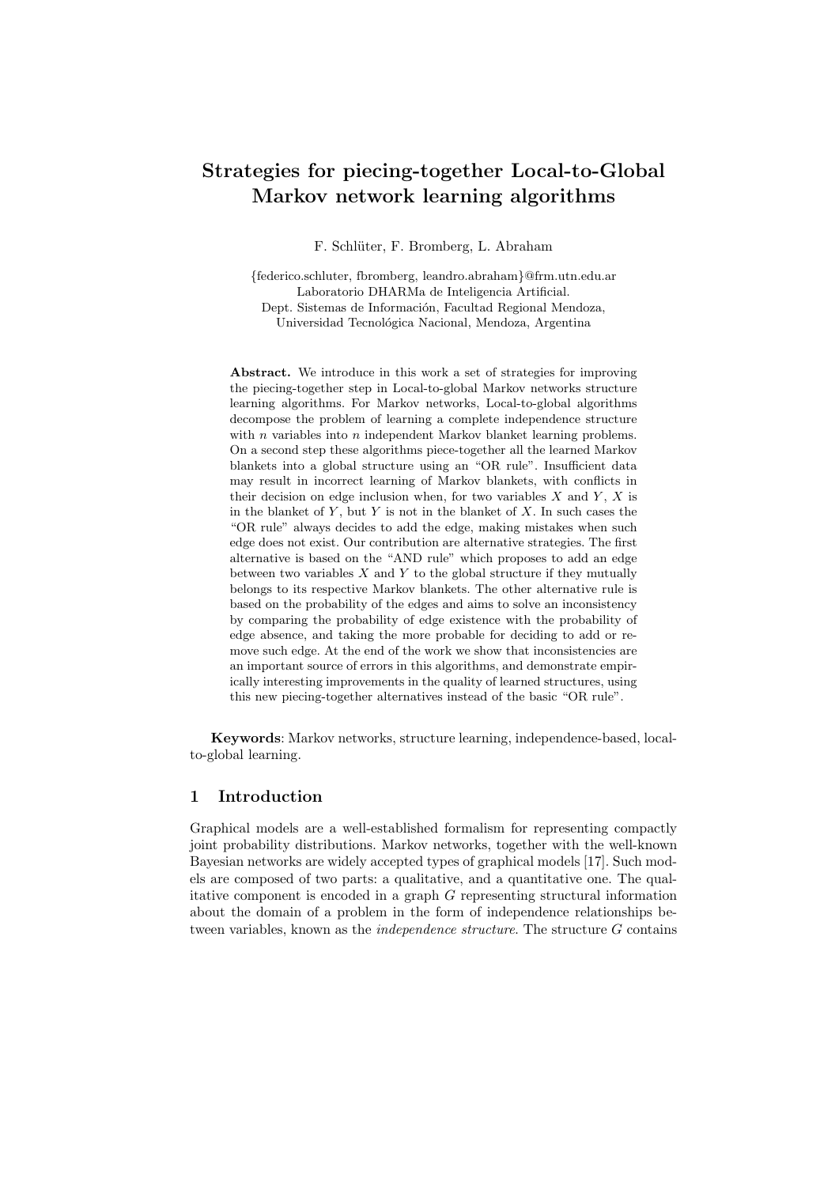# Strategies for piecing-together Local-to-Global Markov network learning algorithms

F. Schlüter, F. Bromberg, L. Abraham

{federico.schluter, fbromberg, leandro.abraham}@frm.utn.edu.ar
Laboratorio DHARMa de Inteligencia Artificial.
Dept. Sistemas de Información, Facultad Regional Mendoza,
Universidad Tecnológica Nacional, Mendoza, Argentina

**Abstract.** We introduce in this work a set of strategies for improving the piecing-together step in Local-to-global Markov networks structure learning algorithms. For Markov networks, Local-to-global algorithms decompose the problem of learning a complete independence structure with $n$ variables into $n$ independent Markov blanket learning problems. On a second step these algorithms piece-together all the learned Markov blankets into a global structure using an "OR rule". Insufficient data may result in incorrect learning of Markov blankets, with conflicts in their decision on edge inclusion when, for two variables $X$ and $Y$, $X$ is in the blanket of $Y$, but $Y$ is not in the blanket of $X$. In such cases the "OR rule" always decides to add the edge, making mistakes when such edge does not exist. Our contribution are alternative strategies. The first alternative is based on the "AND rule" which proposes to add an edge between two variables $X$ and $Y$ to the global structure if they mutually belongs to its respective Markov blankets. The other alternative rule is based on the probability of the edges and aims to solve an inconsistency by comparing the probability of edge existence with the probability of edge absence, and taking the more probable for deciding to add or remove such edge. At the end of the work we show that inconsistencies are an important source of errors in this algorithms, and demonstrate empirically interesting improvements in the quality of learned structures, using this new piecing-together alternatives instead of the basic "OR rule".

**Keywords**: Markov networks, structure learning, independence-based, local-to-global learning.

## 1 Introduction

Graphical models are a well-established formalism for representing compactly joint probability distributions. Markov networks, together with the well-known Bayesian networks are widely accepted types of graphical models [17]. Such models are composed of two parts: a qualitative, and a quantitative one. The qualitative component is encoded in a graph $G$ representing structural information about the domain of a problem in the form of independence relationships between variables, known as the *independence structure*. The structure $G$ contains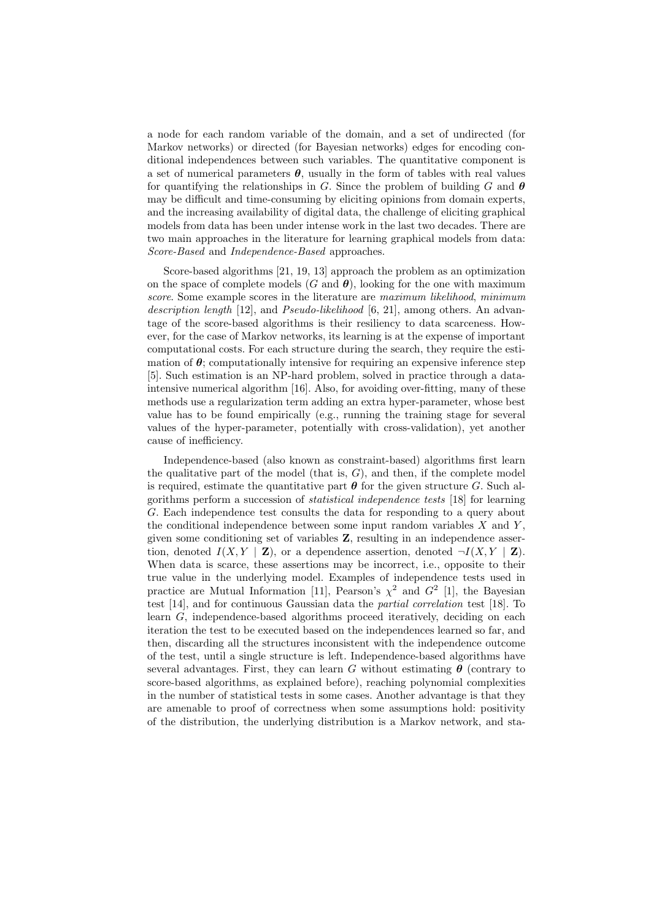a node for each random variable of the domain, and a set of undirected (for Markov networks) or directed (for Bayesian networks) edges for encoding conditional independences between such variables. The quantitative component is a set of numerical parameters $\boldsymbol{\theta}$, usually in the form of tables with real values for quantifying the relationships in $G$. Since the problem of building $G$ and $\boldsymbol{\theta}$ may be difficult and time-consuming by eliciting opinions from domain experts, and the increasing availability of digital data, the challenge of eliciting graphical models from data has been under intense work in the last two decades. There are two main approaches in the literature for learning graphical models from data: *Score-Based* and *Independence-Based* approaches.

Score-based algorithms [21, 19, 13] approach the problem as an optimization on the space of complete models ($G$ and $\boldsymbol{\theta}$), looking for the one with maximum *score*. Some example scores in the literature are *maximum likelihood*, *minimum description length* [12], and *Pseudo-likelihood* [6, 21], among others. An advantage of the score-based algorithms is their resiliency to data scarceness. However, for the case of Markov networks, its learning is at the expense of important computational costs. For each structure during the search, they require the estimation of $\boldsymbol{\theta}$; computationally intensive for requiring an expensive inference step [5]. Such estimation is an NP-hard problem, solved in practice through a data-intensive numerical algorithm [16]. Also, for avoiding over-fitting, many of these methods use a regularization term adding an extra hyper-parameter, whose best value has to be found empirically (e.g., running the training stage for several values of the hyper-parameter, potentially with cross-validation), yet another cause of inefficiency.

Independence-based (also known as constraint-based) algorithms first learn the qualitative part of the model (that is, $G$), and then, if the complete model is required, estimate the quantitative part $\boldsymbol{\theta}$ for the given structure $G$. Such algorithms perform a succession of *statistical independence tests* [18] for learning $G$. Each independence test consults the data for responding to a query about the conditional independence between some input random variables $X$ and $Y$, given some conditioning set of variables $\mathbf{Z}$, resulting in an independence assertion, denoted $I(X, Y \mid \mathbf{Z})$, or a dependence assertion, denoted $\neg I(X, Y \mid \mathbf{Z})$. When data is scarce, these assertions may be incorrect, i.e., opposite to their true value in the underlying model. Examples of independence tests used in practice are Mutual Information [11], Pearson's $\chi^2$ and $G^2$ [1], the Bayesian test [14], and for continuous Gaussian data the *partial correlation* test [18]. To learn $G$, independence-based algorithms proceed iteratively, deciding on each iteration the test to be executed based on the independences learned so far, and then, discarding all the structures inconsistent with the independence outcome of the test, until a single structure is left. Independence-based algorithms have several advantages. First, they can learn $G$ without estimating $\boldsymbol{\theta}$ (contrary to score-based algorithms, as explained before), reaching polynomial complexities in the number of statistical tests in some cases. Another advantage is that they are amenable to proof of correctness when some assumptions hold: positivity of the distribution, the underlying distribution is a Markov network, and sta-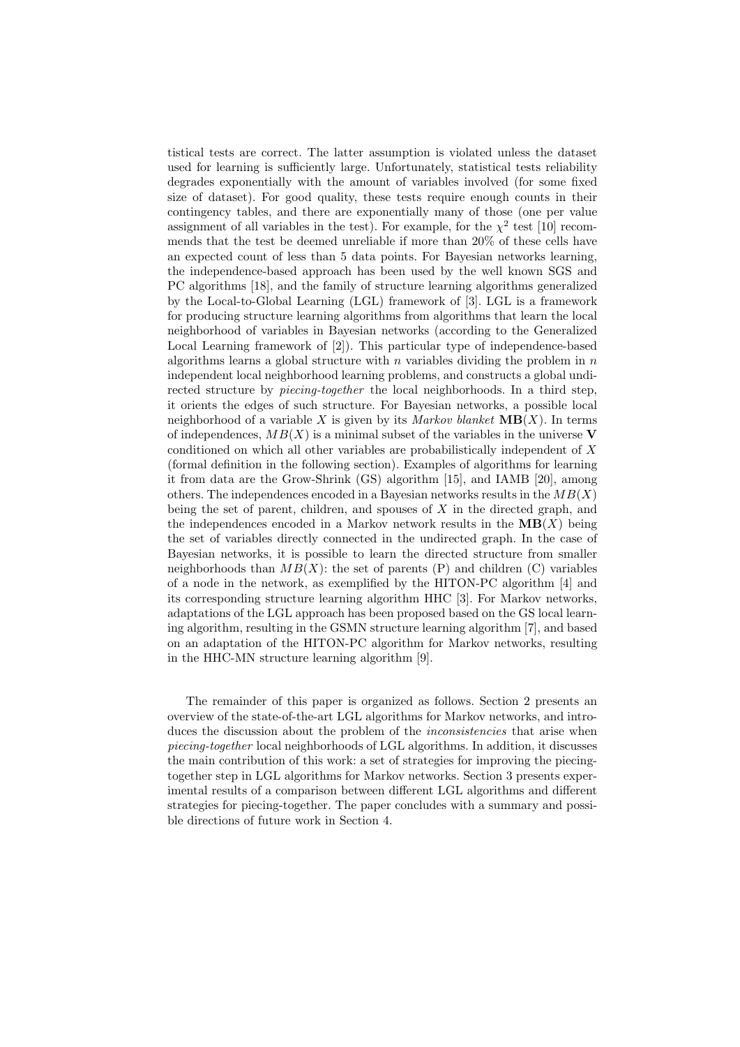tistical tests are correct. The latter assumption is violated unless the dataset used for learning is sufficiently large. Unfortunately, statistical tests reliability degrades exponentially with the amount of variables involved (for some fixed size of dataset). For good quality, these tests require enough counts in their contingency tables, and there are exponentially many of those (one per value assignment of all variables in the test). For example, for the $\chi^2$ test [10] recommends that the test be deemed unreliable if more than 20% of these cells have an expected count of less than 5 data points. For Bayesian networks learning, the independence-based approach has been used by the well known SGS and PC algorithms [18], and the family of structure learning algorithms generalized by the Local-to-Global Learning (LGL) framework of [3]. LGL is a framework for producing structure learning algorithms from algorithms that learn the local neighborhood of variables in Bayesian networks (according to the Generalized Local Learning framework of [2]). This particular type of independence-based algorithms learns a global structure with $n$ variables dividing the problem in $n$ independent local neighborhood learning problems, and constructs a global undirected structure by *piecing-together* the local neighborhoods. In a third step, it orients the edges of such structure. For Bayesian networks, a possible local neighborhood of a variable $X$ is given by its *Markov blanket* $\mathbf{MB}(X)$. In terms of independences, $MB(X)$ is a minimal subset of the variables in the universe $\mathbf{V}$ conditioned on which all other variables are probabilistically independent of $X$ (formal definition in the following section). Examples of algorithms for learning it from data are the Grow-Shrink (GS) algorithm [15], and IAMB [20], among others. The independences encoded in a Bayesian networks results in the $MB(X)$ being the set of parent, children, and spouses of $X$ in the directed graph, and the independences encoded in a Markov network results in the $\mathbf{MB}(X)$ being the set of variables directly connected in the undirected graph. In the case of Bayesian networks, it is possible to learn the directed structure from smaller neighborhoods than $MB(X)$: the set of parents (P) and children (C) variables of a node in the network, as exemplified by the HITON-PC algorithm [4] and its corresponding structure learning algorithm HHC [3]. For Markov networks, adaptations of the LGL approach has been proposed based on the GS local learning algorithm, resulting in the GSMN structure learning algorithm [7], and based on an adaptation of the HITON-PC algorithm for Markov networks, resulting in the HHC-MN structure learning algorithm [9].

The remainder of this paper is organized as follows. Section 2 presents an overview of the state-of-the-art LGL algorithms for Markov networks, and introduces the discussion about the problem of the *inconsistencies* that arise when *piecing-together* local neighborhoods of LGL algorithms. In addition, it discusses the main contribution of this work: a set of strategies for improving the piecing-together step in LGL algorithms for Markov networks. Section 3 presents experimental results of a comparison between different LGL algorithms and different strategies for piecing-together. The paper concludes with a summary and possible directions of future work in Section 4.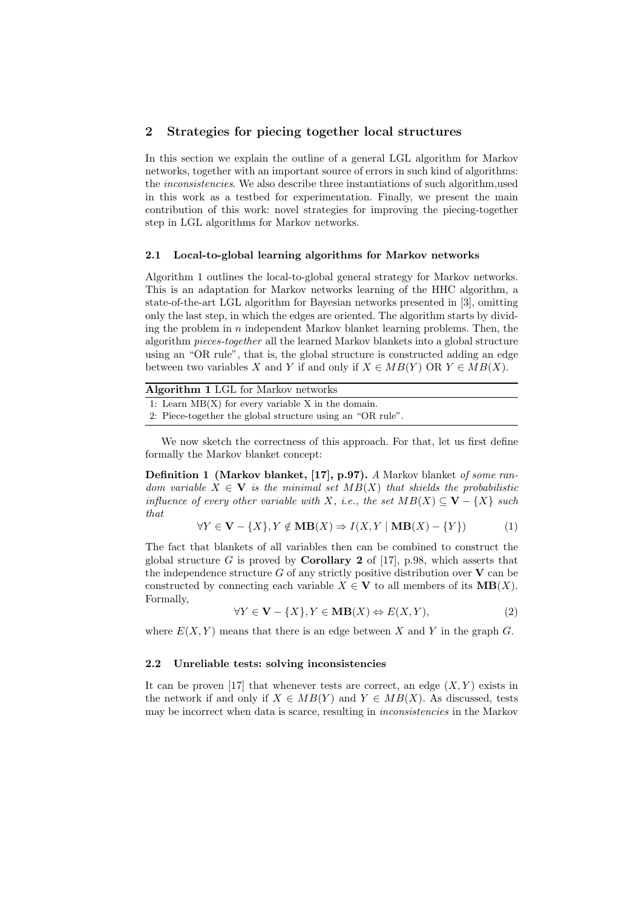## 2 Strategies for piecing together local structures

In this section we explain the outline of a general LGL algorithm for Markov networks, together with an important source of errors in such kind of algorithms: the *inconsistencies*. We also describe three instantiations of such algorithm,used in this work as a testbed for experimentation. Finally, we present the main contribution of this work: novel strategies for improving the piecing-together step in LGL algorithms for Markov networks.

### 2.1 Local-to-global learning algorithms for Markov networks

Algorithm 1 outlines the local-to-global general strategy for Markov networks. This is an adaptation for Markov networks learning of the HHC algorithm, a state-of-the-art LGL algorithm for Bayesian networks presented in [3], omitting only the last step, in which the edges are oriented. The algorithm starts by dividing the problem in $n$ independent Markov blanket learning problems. Then, the algorithm *pieces-together* all the learned Markov blankets into a global structure using an "OR rule", that is, the global structure is constructed adding an edge between two variables $X$ and $Y$ if and only if $X \in MB(Y)$ OR $Y \in MB(X)$.

**Algorithm 1** LGL for Markov networks

1: Learn MB(X) for every variable X in the domain.
2: Piece-together the global structure using an "OR rule".

We now sketch the correctness of this approach. For that, let us first define formally the Markov blanket concept:

**Definition 1 (Markov blanket, [17], p.97).** *A Markov blanket of some random variable $X \in \mathbf{V}$ is the minimal set $MB(X)$ that shields the probabilistic influence of every other variable with $X$, i.e., the set $MB(X) \subseteq \mathbf{V} - \{X\}$ such that*

$$\forall Y \in \mathbf{V} - \{X\}, Y \notin \mathbf{MB}(X) \Rightarrow I(X, Y \mid \mathbf{MB}(X) - \{Y\}) \tag{1}$$

The fact that blankets of all variables then can be combined to construct the global structure $G$ is proved by **Corollary 2** of [17], p.98, which asserts that the independence structure $G$ of any strictly positive distribution over $\mathbf{V}$ can be constructed by connecting each variable $X \in \mathbf{V}$ to all members of its $\mathbf{MB}(X)$. Formally,

$$\forall Y \in \mathbf{V} - \{X\}, Y \in \mathbf{MB}(X) \Leftrightarrow E(X, Y), \tag{2}$$

where $E(X, Y)$ means that there is an edge between $X$ and $Y$ in the graph $G$.

### 2.2 Unreliable tests: solving inconsistencies

It can be proven [17] that whenever tests are correct, an edge $(X, Y)$ exists in the network if and only if $X \in MB(Y)$ and $Y \in MB(X)$. As discussed, tests may be incorrect when data is scarce, resulting in *inconsistencies* in the Markov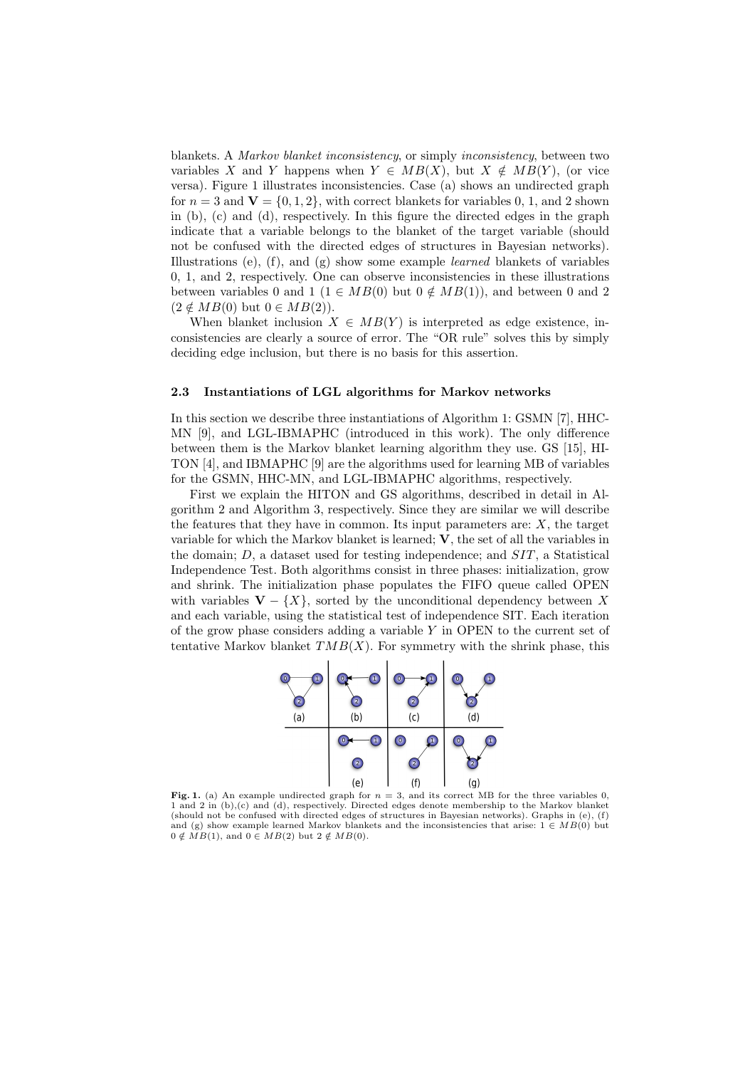blankets. A *Markov blanket inconsistency*, or simply *inconsistency*, between two variables $X$ and $Y$ happens when $Y \in MB(X)$, but $X \notin MB(Y)$, (or vice versa). Figure 1 illustrates inconsistencies. Case (a) shows an undirected graph for $n = 3$ and $\mathbf{V} = \{0, 1, 2\}$, with correct blankets for variables 0, 1, and 2 shown in (b), (c) and (d), respectively. In this figure the directed edges in the graph indicate that a variable belongs to the blanket of the target variable (should not be confused with the directed edges of structures in Bayesian networks). Illustrations (e), (f), and (g) show some example *learned* blankets of variables 0, 1, and 2, respectively. One can observe inconsistencies in these illustrations between variables 0 and 1 ($1 \in MB(0)$ but $0 \notin MB(1)$), and between 0 and 2 ($2 \notin MB(0)$ but $0 \in MB(2)$).

When blanket inclusion $X \in MB(Y)$ is interpreted as edge existence, inconsistencies are clearly a source of error. The "OR rule" solves this by simply deciding edge inclusion, but there is no basis for this assertion.

### 2.3 Instantiations of LGL algorithms for Markov networks

In this section we describe three instantiations of Algorithm 1: GSMN [7], HHC-MN [9], and LGL-IBMAPHC (introduced in this work). The only difference between them is the Markov blanket learning algorithm they use. GS [15], HITON [4], and IBMAPHC [9] are the algorithms used for learning MB of variables for the GSMN, HHC-MN, and LGL-IBMAPHC algorithms, respectively.

First we explain the HITON and GS algorithms, described in detail in Algorithm 2 and Algorithm 3, respectively. Since they are similar we will describe the features that they have in common. Its input parameters are: $X$, the target variable for which the Markov blanket is learned; $\mathbf{V}$, the set of all the variables in the domain; $D$, a dataset used for testing independence; and $SIT$, a Statistical Independence Test. Both algorithms consist in three phases: initialization, grow and shrink. The initialization phase populates the FIFO queue called OPEN with variables $\mathbf{V} - \{X\}$, sorted by the unconditional dependency between $X$ and each variable, using the statistical test of independence SIT. Each iteration of the grow phase considers adding a variable $Y$ in OPEN to the current set of tentative Markov blanket $TMB(X)$. For symmetry with the shrink phase, this

**Fig. 1.** (a) An example undirected graph for $n = 3$, and its correct MB for the three variables 0, 1 and 2 in (b),(c) and (d), respectively. Directed edges denote membership to the Markov blanket (should not be confused with directed edges of structures in Bayesian networks). Graphs in (e), (f) and (g) show example learned Markov blankets and the inconsistencies that arise: $1 \in MB(0)$ but $0 \notin MB(1)$, and $0 \in MB(2)$ but $2 \notin MB(0)$.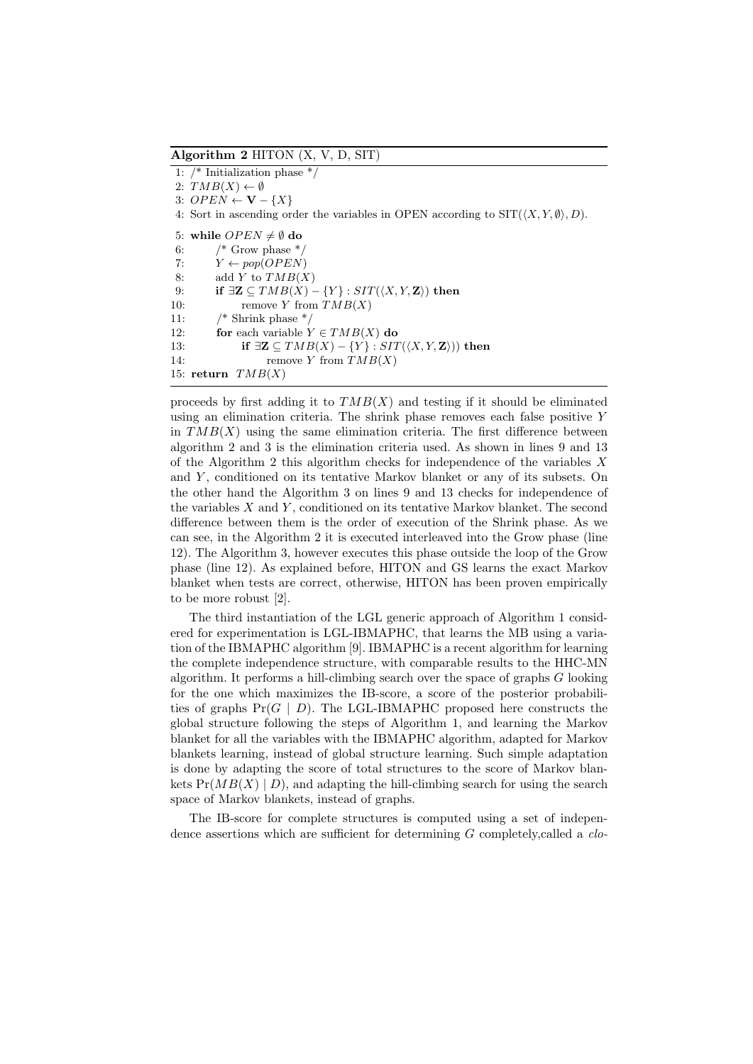**Algorithm 2** HITON (X, V, D, SIT)

```
1: /* Initialization phase */
2: TMB(X) ← ∅
3: OPEN ← V − {X}
4: Sort in ascending order the variables in OPEN according to SIT(⟨X, Y, ∅⟩, D).
5: while OPEN ≠ ∅ do
6:     /* Grow phase */
7:     Y ← pop(OPEN)
8:     add Y to TMB(X)
9:     if ∃Z ⊆ TMB(X) − {Y} : SIT(⟨X, Y, Z⟩) then
10:        remove Y from TMB(X)
11:    /* Shrink phase */
12:    for each variable Y ∈ TMB(X) do
13:        if ∃Z ⊆ TMB(X) − {Y} : SIT(⟨X, Y, Z⟩)) then
14:            remove Y from TMB(X)
15: return TMB(X)
```

proceeds by first adding it to $TMB(X)$ and testing if it should be eliminated using an elimination criteria. The shrink phase removes each false positive $Y$ in $TMB(X)$ using the same elimination criteria. The first difference between algorithm 2 and 3 is the elimination criteria used. As shown in lines 9 and 13 of the Algorithm 2 this algorithm checks for independence of the variables $X$ and $Y$, conditioned on its tentative Markov blanket or any of its subsets. On the other hand the Algorithm 3 on lines 9 and 13 checks for independence of the variables $X$ and $Y$, conditioned on its tentative Markov blanket. The second difference between them is the order of execution of the Shrink phase. As we can see, in the Algorithm 2 it is executed interleaved into the Grow phase (line 12). The Algorithm 3, however executes this phase outside the loop of the Grow phase (line 12). As explained before, HITON and GS learns the exact Markov blanket when tests are correct, otherwise, HITON has been proven empirically to be more robust [2].

The third instantiation of the LGL generic approach of Algorithm 1 considered for experimentation is LGL-IBMAPHC, that learns the MB using a variation of the IBMAPHC algorithm [9]. IBMAPHC is a recent algorithm for learning the complete independence structure, with comparable results to the HHC-MN algorithm. It performs a hill-climbing search over the space of graphs $G$ looking for the one which maximizes the IB-score, a score of the posterior probabilities of graphs $\Pr(G \mid D)$. The LGL-IBMAPHC proposed here constructs the global structure following the steps of Algorithm 1, and learning the Markov blanket for all the variables with the IBMAPHC algorithm, adapted for Markov blankets learning, instead of global structure learning. Such simple adaptation is done by adapting the score of total structures to the score of Markov blankets $\Pr(MB(X) \mid D)$, and adapting the hill-climbing search for using the search space of Markov blankets, instead of graphs.

The IB-score for complete structures is computed using a set of independence assertions which are sufficient for determining $G$ completely,called a *clo-*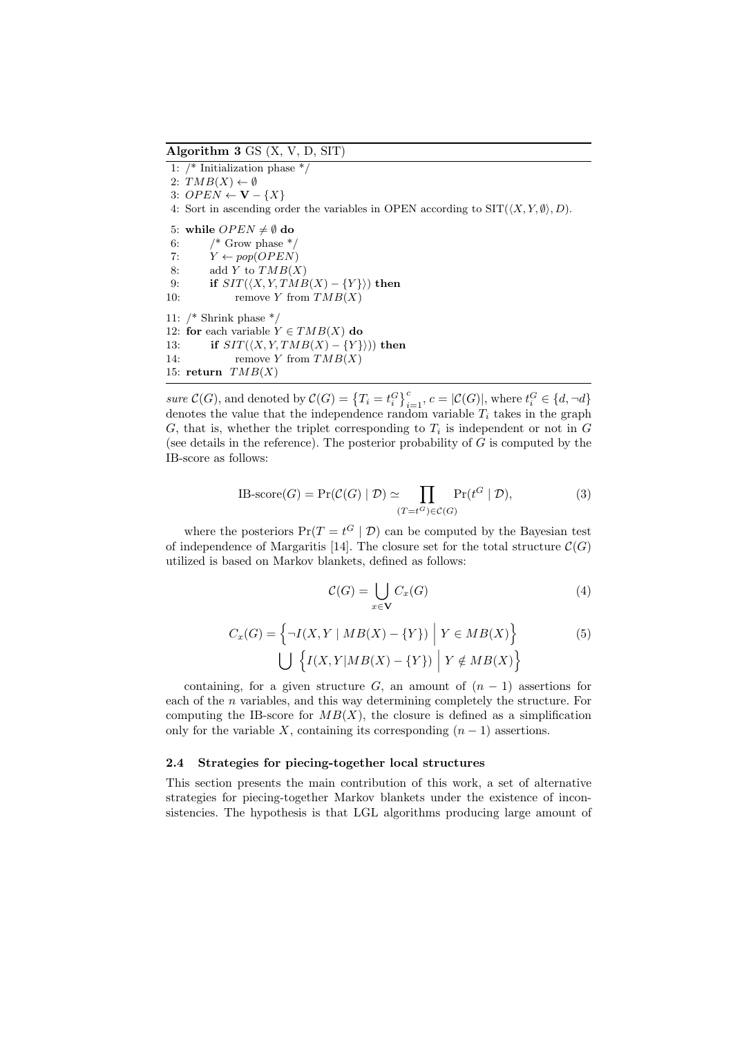**Algorithm 3** GS (X, V, D, SIT)

```
1: /* Initialization phase */
2: TMB(X) ← ∅
3: OPEN ← V − {X}
4: Sort in ascending order the variables in OPEN according to SIT(⟨X, Y, ∅⟩, D).
5: while OPEN ≠ ∅ do
6:     /* Grow phase */
7:     Y ← pop(OPEN)
8:     add Y to TMB(X)
9:     if SIT(⟨X, Y, TMB(X) − {Y}⟩) then
10:        remove Y from TMB(X)
11: /* Shrink phase */
12: for each variable Y ∈ TMB(X) do
13:     if SIT(⟨X, Y, TMB(X) − {Y}⟩)) then
14:         remove Y from TMB(X)
15: return TMB(X)
```

*sure* $\mathcal{C}(G)$, and denoted by $\mathcal{C}(G) = \left\{T_i = t_i^G\right\}_{i=1}^{c}$, $c = |\mathcal{C}(G)|$, where $t_i^G \in \{d, \neg d\}$ denotes the value that the independence random variable $T_i$ takes in the graph $G$, that is, whether the triplet corresponding to $T_i$ is independent or not in $G$ (see details in the reference). The posterior probability of $G$ is computed by the IB-score as follows:

$$\text{IB-score}(G) = \Pr(\mathcal{C}(G) \mid \mathcal{D}) \simeq \prod_{(T=t^G)\in\mathcal{C}(G)} \Pr(t^G \mid \mathcal{D}), \tag{3}$$

where the posteriors $\Pr(T = t^G \mid \mathcal{D})$ can be computed by the Bayesian test of independence of Margaritis [14]. The closure set for the total structure $\mathcal{C}(G)$ utilized is based on Markov blankets, defined as follows:

$$\mathcal{C}(G) = \bigcup_{x\in\mathbf{V}} C_x(G) \tag{4}$$

$$C_x(G) = \left\{\neg I(X, Y \mid MB(X) - \{Y\}) \;\middle|\; Y \in MB(X)\right\} \bigcup \left\{I(X, Y|MB(X) - \{Y\}) \;\middle|\; Y \notin MB(X)\right\} \tag{5}$$

containing, for a given structure $G$, an amount of $(n - 1)$ assertions for each of the $n$ variables, and this way determining completely the structure. For computing the IB-score for $MB(X)$, the closure is defined as a simplification only for the variable $X$, containing its corresponding $(n - 1)$ assertions.

### 2.4 Strategies for piecing-together local structures

This section presents the main contribution of this work, a set of alternative strategies for piecing-together Markov blankets under the existence of inconsistencies. The hypothesis is that LGL algorithms producing large amount of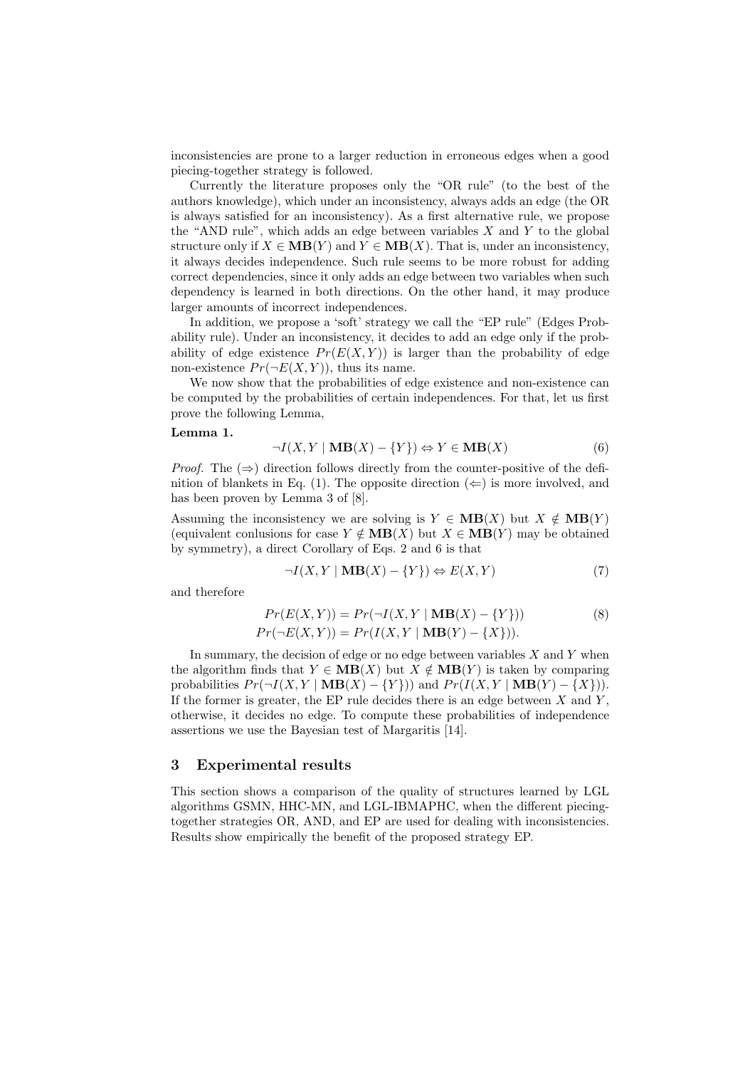inconsistencies are prone to a larger reduction in erroneous edges when a good piecing-together strategy is followed.

Currently the literature proposes only the "OR rule" (to the best of the authors knowledge), which under an inconsistency, always adds an edge (the OR is always satisfied for an inconsistency). As a first alternative rule, we propose the "AND rule", which adds an edge between variables $X$ and $Y$ to the global structure only if $X \in \mathbf{MB}(Y)$ and $Y \in \mathbf{MB}(X)$. That is, under an inconsistency, it always decides independence. Such rule seems to be more robust for adding correct dependencies, since it only adds an edge between two variables when such dependency is learned in both directions. On the other hand, it may produce larger amounts of incorrect independences.

In addition, we propose a 'soft' strategy we call the "EP rule" (Edges Probability rule). Under an inconsistency, it decides to add an edge only if the probability of edge existence $Pr(E(X,Y))$ is larger than the probability of edge non-existence $Pr(\neg E(X,Y))$, thus its name.

We now show that the probabilities of edge existence and non-existence can be computed by the probabilities of certain independences. For that, let us first prove the following Lemma,

**Lemma 1.**

$$\neg I(X, Y \mid \mathbf{MB}(X) - \{Y\}) \Leftrightarrow Y \in \mathbf{MB}(X) \tag{6}$$

*Proof.* The ($\Rightarrow$) direction follows directly from the counter-positive of the definition of blankets in Eq. (1). The opposite direction ($\Leftarrow$) is more involved, and has been proven by Lemma 3 of [8].

Assuming the inconsistency we are solving is $Y \in \mathbf{MB}(X)$ but $X \notin \mathbf{MB}(Y)$ (equivalent conlusions for case $Y \notin \mathbf{MB}(X)$ but $X \in \mathbf{MB}(Y)$ may be obtained by symmetry), a direct Corollary of Eqs. 2 and 6 is that

$$\neg I(X, Y \mid \mathbf{MB}(X) - \{Y\}) \Leftrightarrow E(X, Y) \tag{7}$$

and therefore

$$\begin{aligned} Pr(E(X,Y)) &= Pr(\neg I(X, Y \mid \mathbf{MB}(X) - \{Y\})) \\ Pr(\neg E(X,Y)) &= Pr(I(X, Y \mid \mathbf{MB}(Y) - \{X\})). \end{aligned} \tag{8}$$

In summary, the decision of edge or no edge between variables $X$ and $Y$ when the algorithm finds that $Y \in \mathbf{MB}(X)$ but $X \notin \mathbf{MB}(Y)$ is taken by comparing probabilities $Pr(\neg I(X, Y \mid \mathbf{MB}(X) - \{Y\}))$ and $Pr(I(X, Y \mid \mathbf{MB}(Y) - \{X\}))$. If the former is greater, the EP rule decides there is an edge between $X$ and $Y$, otherwise, it decides no edge. To compute these probabilities of independence assertions we use the Bayesian test of Margaritis [14].

## 3 Experimental results

This section shows a comparison of the quality of structures learned by LGL algorithms GSMN, HHC-MN, and LGL-IBMAPHC, when the different piecing-together strategies OR, AND, and EP are used for dealing with inconsistencies. Results show empirically the benefit of the proposed strategy EP.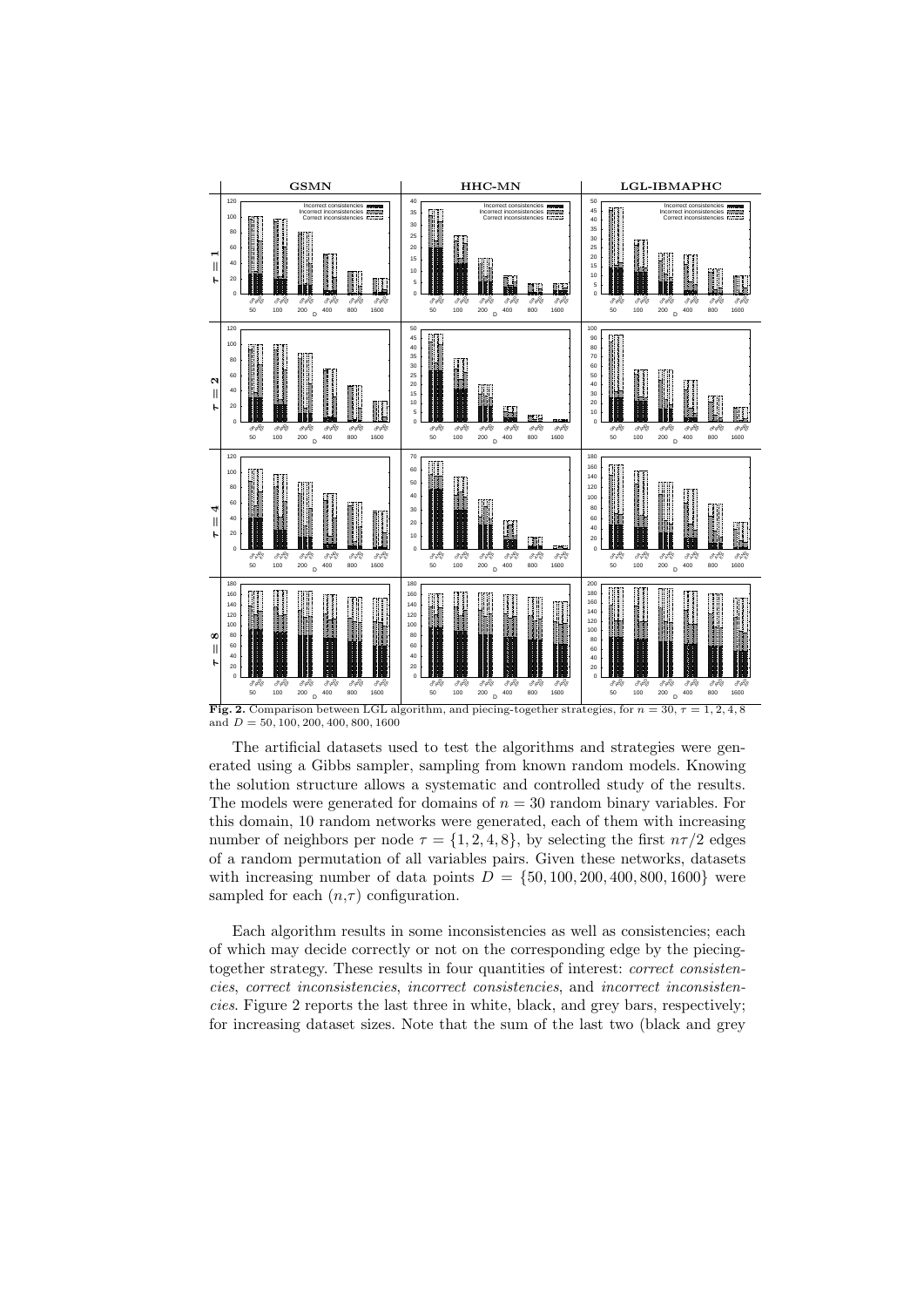**Fig. 2.** Comparison between LGL algorithm, and piecing-together strategies, for $n = 30$, $\tau = 1, 2, 4, 8$ and $D = 50, 100, 200, 400, 800, 1600$

The artificial datasets used to test the algorithms and strategies were generated using a Gibbs sampler, sampling from known random models. Knowing the solution structure allows a systematic and controlled study of the results. The models were generated for domains of $n = 30$ random binary variables. For this domain, 10 random networks were generated, each of them with increasing number of neighbors per node $\tau = \{1, 2, 4, 8\}$, by selecting the first $n\tau/2$ edges of a random permutation of all variables pairs. Given these networks, datasets with increasing number of data points $D = \{50, 100, 200, 400, 800, 1600\}$ were sampled for each $(n,\tau)$ configuration.

Each algorithm results in some inconsistencies as well as consistencies; each of which may decide correctly or not on the corresponding edge by the piecing-together strategy. These results in four quantities of interest: *correct consistencies*, *correct inconsistencies*, *incorrect consistencies*, and *incorrect inconsistencies*. Figure 2 reports the last three in white, black, and grey bars, respectively; for increasing dataset sizes. Note that the sum of the last two (black and grey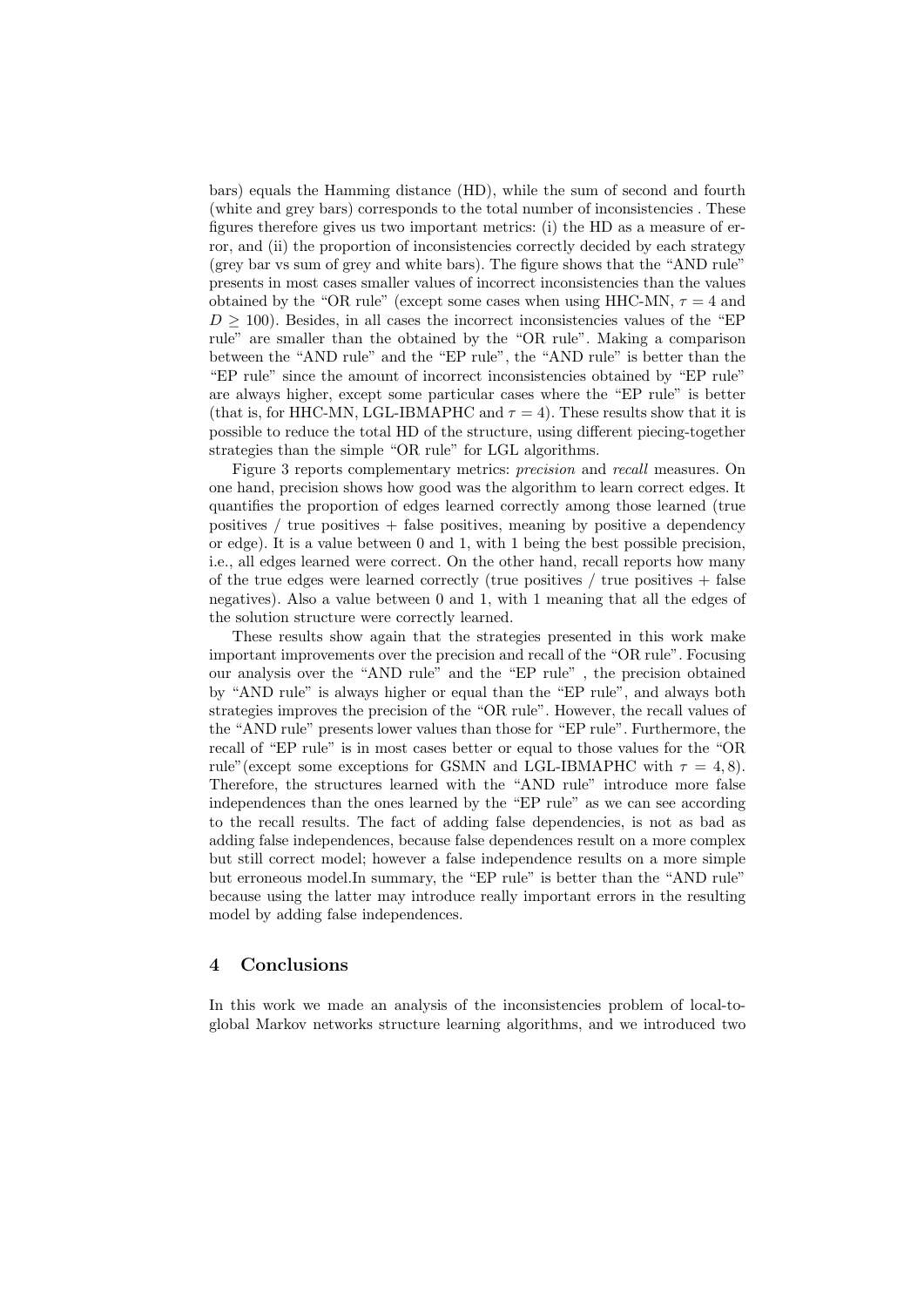bars) equals the Hamming distance (HD), while the sum of second and fourth (white and grey bars) corresponds to the total number of inconsistencies . These figures therefore gives us two important metrics: (i) the HD as a measure of error, and (ii) the proportion of inconsistencies correctly decided by each strategy (grey bar vs sum of grey and white bars). The figure shows that the "AND rule" presents in most cases smaller values of incorrect inconsistencies than the values obtained by the "OR rule" (except some cases when using HHC-MN, $\tau = 4$ and $D \geq 100$). Besides, in all cases the incorrect inconsistencies values of the "EP rule" are smaller than the obtained by the "OR rule". Making a comparison between the "AND rule" and the "EP rule", the "AND rule" is better than the "EP rule" since the amount of incorrect inconsistencies obtained by "EP rule" are always higher, except some particular cases where the "EP rule" is better (that is, for HHC-MN, LGL-IBMAPHC and $\tau = 4$). These results show that it is possible to reduce the total HD of the structure, using different piecing-together strategies than the simple "OR rule" for LGL algorithms.

Figure 3 reports complementary metrics: *precision* and *recall* measures. On one hand, precision shows how good was the algorithm to learn correct edges. It quantifies the proportion of edges learned correctly among those learned (true positives / true positives + false positives, meaning by positive a dependency or edge). It is a value between 0 and 1, with 1 being the best possible precision, i.e., all edges learned were correct. On the other hand, recall reports how many of the true edges were learned correctly (true positives / true positives + false negatives). Also a value between 0 and 1, with 1 meaning that all the edges of the solution structure were correctly learned.

These results show again that the strategies presented in this work make important improvements over the precision and recall of the "OR rule". Focusing our analysis over the "AND rule" and the "EP rule" , the precision obtained by "AND rule" is always higher or equal than the "EP rule", and always both strategies improves the precision of the "OR rule". However, the recall values of the "AND rule" presents lower values than those for "EP rule". Furthermore, the recall of "EP rule" is in most cases better or equal to those values for the "OR rule"(except some exceptions for GSMN and LGL-IBMAPHC with $\tau = 4, 8$). Therefore, the structures learned with the "AND rule" introduce more false independences than the ones learned by the "EP rule" as we can see according to the recall results. The fact of adding false dependencies, is not as bad as adding false independences, because false dependences result on a more complex but still correct model; however a false independence results on a more simple but erroneous model.In summary, the "EP rule" is better than the "AND rule" because using the latter may introduce really important errors in the resulting model by adding false independences.

## 4 Conclusions

In this work we made an analysis of the inconsistencies problem of local-to-global Markov networks structure learning algorithms, and we introduced two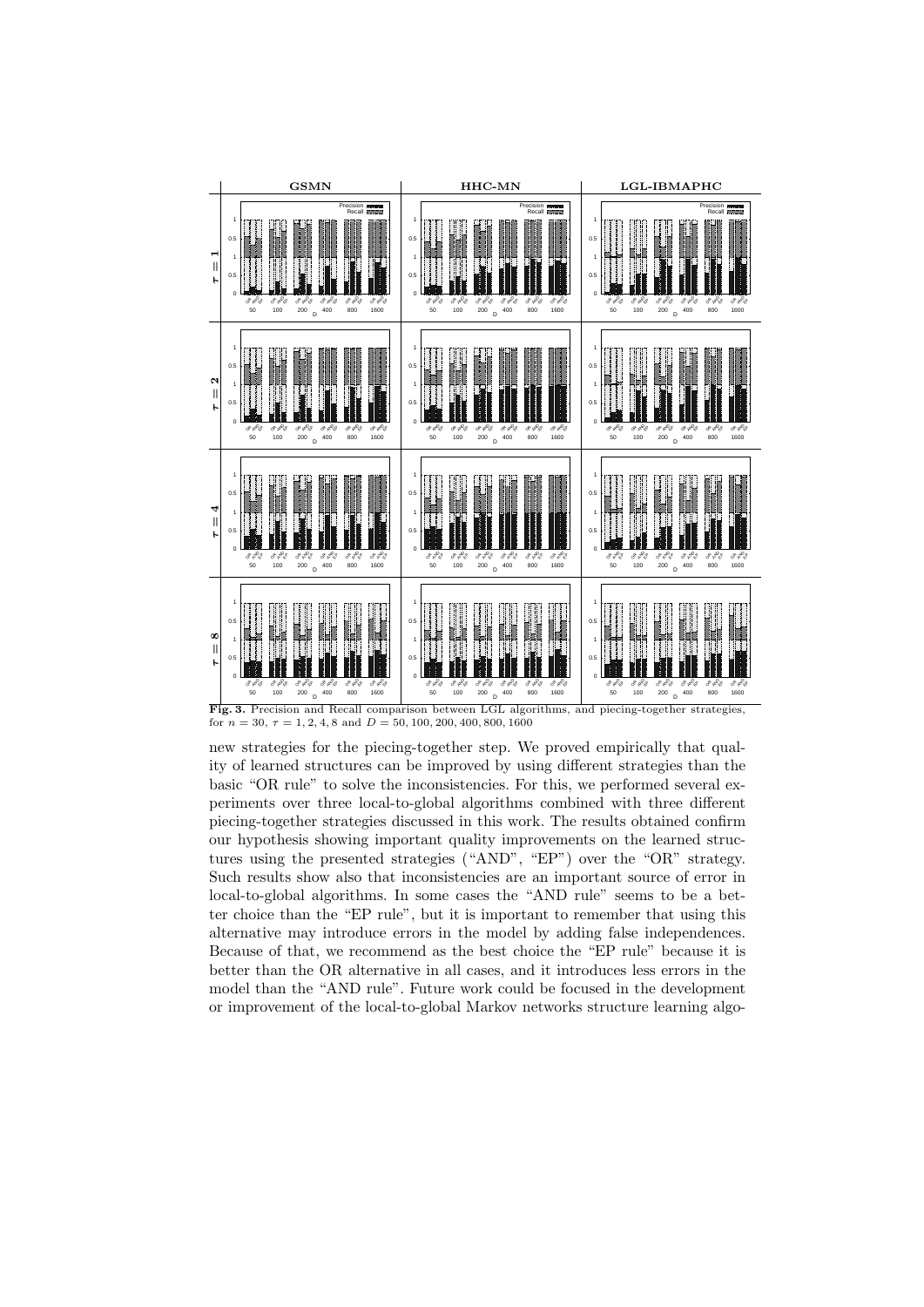**Fig. 3.** Precision and Recall comparison between LGL algorithms, and piecing-together strategies, for $n = 30$, $\tau = 1, 2, 4, 8$ and $D = 50, 100, 200, 400, 800, 1600$

new strategies for the piecing-together step. We proved empirically that quality of learned structures can be improved by using different strategies than the basic "OR rule" to solve the inconsistencies. For this, we performed several experiments over three local-to-global algorithms combined with three different piecing-together strategies discussed in this work. The results obtained confirm our hypothesis showing important quality improvements on the learned structures using the presented strategies ("AND", "EP") over the "OR" strategy. Such results show also that inconsistencies are an important source of error in local-to-global algorithms. In some cases the "AND rule" seems to be a better choice than the "EP rule", but it is important to remember that using this alternative may introduce errors in the model by adding false independences. Because of that, we recommend as the best choice the "EP rule" because it is better than the OR alternative in all cases, and it introduces less errors in the model than the "AND rule". Future work could be focused in the development or improvement of the local-to-global Markov networks structure learning algo-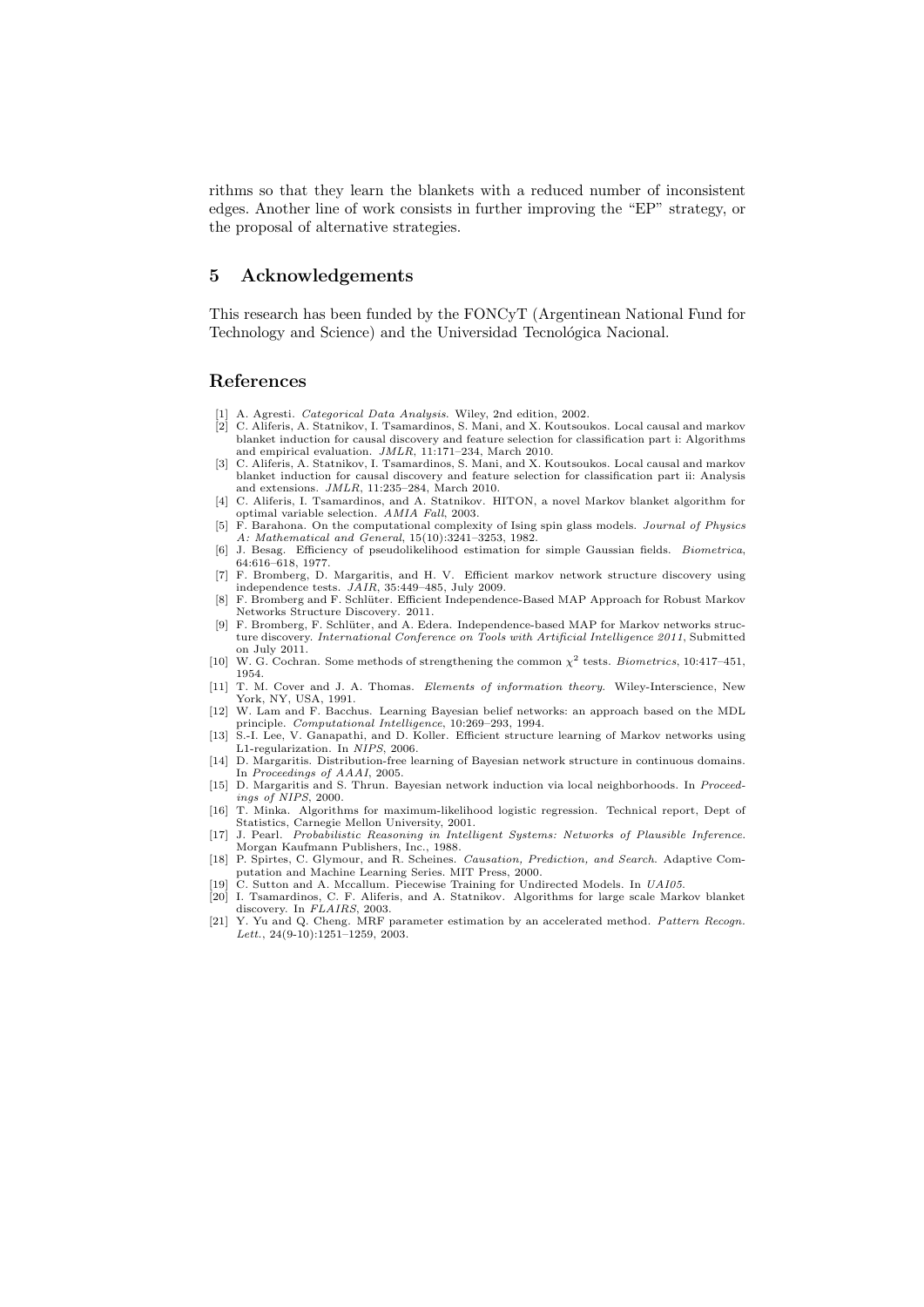rithms so that they learn the blankets with a reduced number of inconsistent edges. Another line of work consists in further improving the "EP" strategy, or the proposal of alternative strategies.

## 5 Acknowledgements

This research has been funded by the FONCyT (Argentinean National Fund for Technology and Science) and the Universidad Tecnológica Nacional.

## References

[1] A. Agresti. *Categorical Data Analysis*. Wiley, 2nd edition, 2002.

[2] C. Aliferis, A. Statnikov, I. Tsamardinos, S. Mani, and X. Koutsoukos. Local causal and markov blanket induction for causal discovery and feature selection for classification part i: Algorithms and empirical evaluation. *JMLR*, 11:171–234, March 2010.

[3] C. Aliferis, A. Statnikov, I. Tsamardinos, S. Mani, and X. Koutsoukos. Local causal and markov blanket induction for causal discovery and feature selection for classification part ii: Analysis and extensions. *JMLR*, 11:235–284, March 2010.

[4] C. Aliferis, I. Tsamardinos, and A. Statnikov. HITON, a novel Markov blanket algorithm for optimal variable selection. *AMIA Fall*, 2003.

[5] F. Barahona. On the computational complexity of Ising spin glass models. *Journal of Physics A: Mathematical and General*, 15(10):3241–3253, 1982.

[6] J. Besag. Efficiency of pseudolikelihood estimation for simple Gaussian fields. *Biometrica*, 64:616–618, 1977.

[7] F. Bromberg, D. Margaritis, and H. V. Efficient markov network structure discovery using independence tests. *JAIR*, 35:449–485, July 2009.

[8] F. Bromberg and F. Schlüter. Efficient Independence-Based MAP Approach for Robust Markov Networks Structure Discovery. 2011.

[9] F. Bromberg, F. Schlüter, and A. Edera. Independence-based MAP for Markov networks structure discovery. *International Conference on Tools with Artificial Intelligence 2011*, Submitted on July 2011.

[10] W. G. Cochran. Some methods of strengthening the common $\chi^2$ tests. *Biometrics*, 10:417–451, 1954.

[11] T. M. Cover and J. A. Thomas. *Elements of information theory*. Wiley-Interscience, New York, NY, USA, 1991.

[12] W. Lam and F. Bacchus. Learning Bayesian belief networks: an approach based on the MDL principle. *Computational Intelligence*, 10:269–293, 1994.

[13] S.-I. Lee, V. Ganapathi, and D. Koller. Efficient structure learning of Markov networks using L1-regularization. In *NIPS*, 2006.

[14] D. Margaritis. Distribution-free learning of Bayesian network structure in continuous domains. In *Proceedings of AAAI*, 2005.

[15] D. Margaritis and S. Thrun. Bayesian network induction via local neighborhoods. In *Proceedings of NIPS*, 2000.

[16] T. Minka. Algorithms for maximum-likelihood logistic regression. Technical report, Dept of Statistics, Carnegie Mellon University, 2001.

[17] J. Pearl. *Probabilistic Reasoning in Intelligent Systems: Networks of Plausible Inference*. Morgan Kaufmann Publishers, Inc., 1988.

[18] P. Spirtes, C. Glymour, and R. Scheines. *Causation, Prediction, and Search*. Adaptive Computation and Machine Learning Series. MIT Press, 2000.

[19] C. Sutton and A. Mccallum. Piecewise Training for Undirected Models. In *UAI05*.

[20] I. Tsamardinos, C. F. Aliferis, and A. Statnikov. Algorithms for large scale Markov blanket discovery. In *FLAIRS*, 2003.

[21] Y. Yu and Q. Cheng. MRF parameter estimation by an accelerated method. *Pattern Recogn. Lett.*, 24(9-10):1251–1259, 2003.